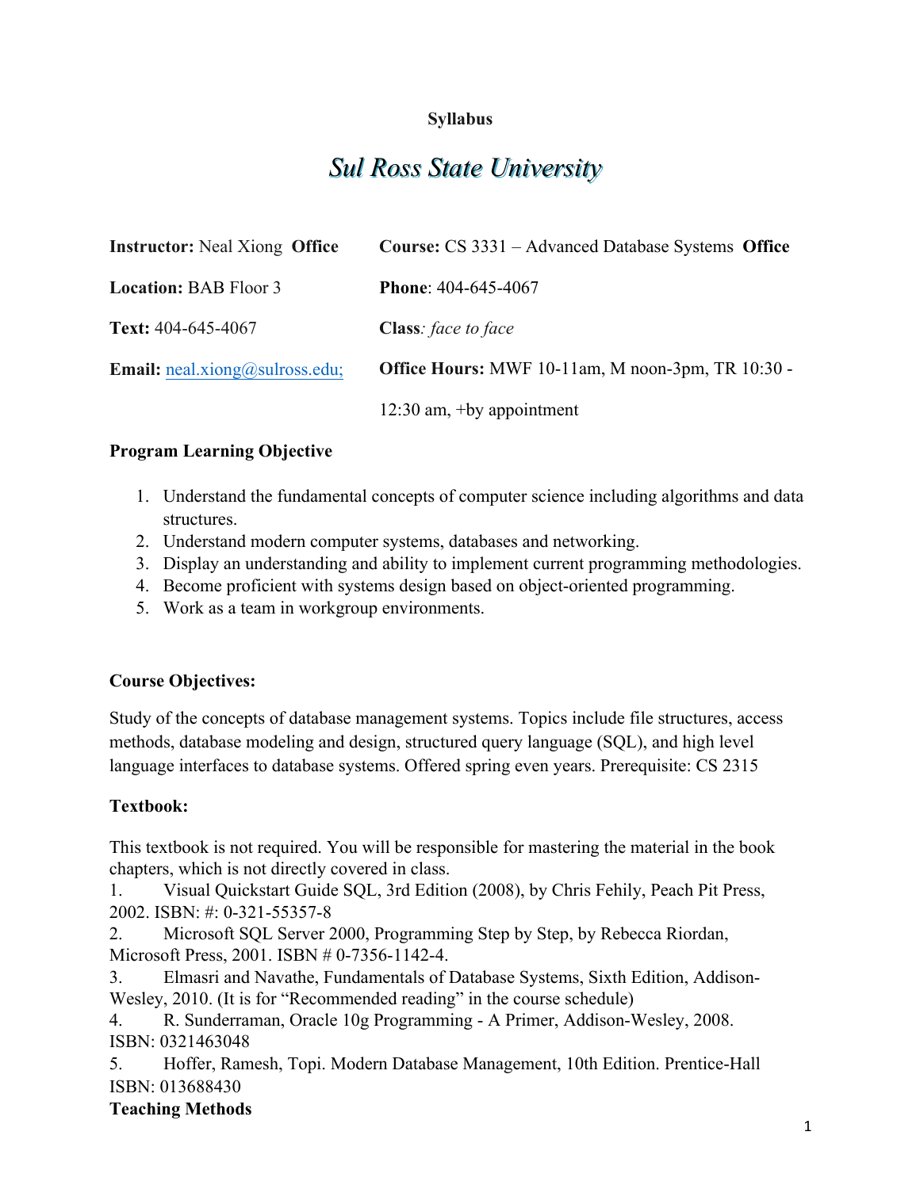**Syllabus**

# *Sul Ross State University*

| | |
|---|---|
| **Instructor:** Neal Xiong **Office** | **Course:** CS 3331 – Advanced Database Systems **Office** |
| **Location:** BAB Floor 3 | **Phone**: 404-645-4067 |
| **Text:** 404-645-4067 | **Class**: *face to face* |
| **Email:** neal.xiong@sulross.edu; | **Office Hours:** MWF 10-11am, M noon-3pm, TR 10:30 - 12:30 am, +by appointment |

**Program Learning Objective**

1. Understand the fundamental concepts of computer science including algorithms and data structures.
2. Understand modern computer systems, databases and networking.
3. Display an understanding and ability to implement current programming methodologies.
4. Become proficient with systems design based on object-oriented programming.
5. Work as a team in workgroup environments.

**Course Objectives:**

Study of the concepts of database management systems. Topics include file structures, access methods, database modeling and design, structured query language (SQL), and high level language interfaces to database systems. Offered spring even years. Prerequisite: CS 2315

**Textbook:**

This textbook is not required. You will be responsible for mastering the material in the book chapters, which is not directly covered in class.

1. Visual Quickstart Guide SQL, 3rd Edition (2008), by Chris Fehily, Peach Pit Press, 2002. ISBN: #: 0-321-55357-8
2. Microsoft SQL Server 2000, Programming Step by Step, by Rebecca Riordan, Microsoft Press, 2001. ISBN # 0-7356-1142-4.
3. Elmasri and Navathe, Fundamentals of Database Systems, Sixth Edition, Addison-Wesley, 2010. (It is for "Recommended reading" in the course schedule)
4. R. Sunderraman, Oracle 10g Programming - A Primer, Addison-Wesley, 2008. ISBN: 0321463048
5. Hoffer, Ramesh, Topi. Modern Database Management, 10th Edition. Prentice-Hall ISBN: 013688430

**Teaching Methods**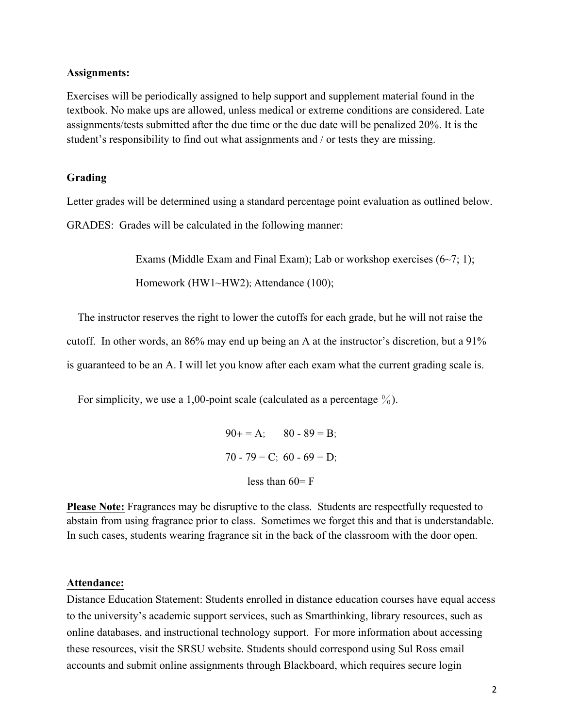**Assignments:**

Exercises will be periodically assigned to help support and supplement material found in the textbook. No make ups are allowed, unless medical or extreme conditions are considered. Late assignments/tests submitted after the due time or the due date will be penalized 20%. It is the student's responsibility to find out what assignments and / or tests they are missing.

**Grading**

Letter grades will be determined using a standard percentage point evaluation as outlined below.

GRADES: Grades will be calculated in the following manner:

Exams (Middle Exam and Final Exam); Lab or workshop exercises (6~7; 1);

Homework (HW1~HW2); Attendance (100);

The instructor reserves the right to lower the cutoffs for each grade, but he will not raise the cutoff. In other words, an 86% may end up being an A at the instructor's discretion, but a 91% is guaranteed to be an A. I will let you know after each exam what the current grading scale is.

For simplicity, we use a 1,00-point scale (calculated as a percentage %).

90+ = A; 80 - 89 = B;

70 - 79 = C; 60 - 69 = D;

less than 60= F

**Please Note:** Fragrances may be disruptive to the class. Students are respectfully requested to abstain from using fragrance prior to class. Sometimes we forget this and that is understandable. In such cases, students wearing fragrance sit in the back of the classroom with the door open.

**Attendance:**

Distance Education Statement: Students enrolled in distance education courses have equal access to the university's academic support services, such as Smarthinking, library resources, such as online databases, and instructional technology support. For more information about accessing these resources, visit the SRSU website. Students should correspond using Sul Ross email accounts and submit online assignments through Blackboard, which requires secure login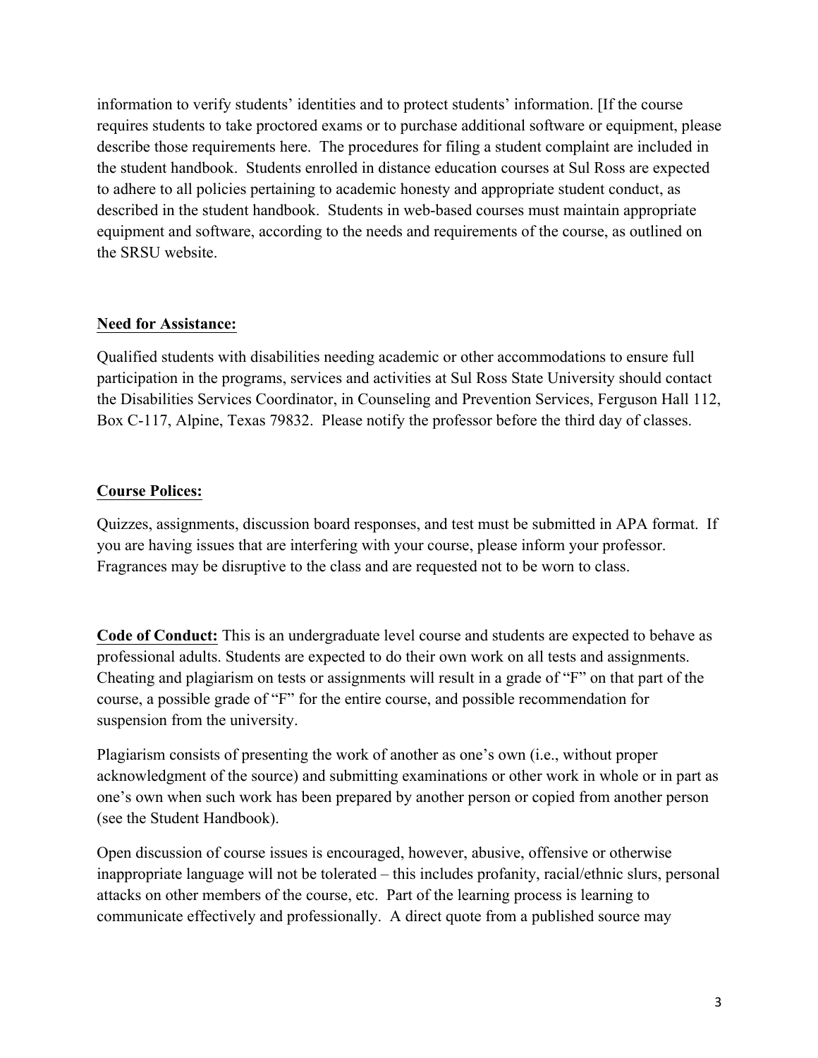information to verify students' identities and to protect students' information. [If the course requires students to take proctored exams or to purchase additional software or equipment, please describe those requirements here. The procedures for filing a student complaint are included in the student handbook. Students enrolled in distance education courses at Sul Ross are expected to adhere to all policies pertaining to academic honesty and appropriate student conduct, as described in the student handbook. Students in web-based courses must maintain appropriate equipment and software, according to the needs and requirements of the course, as outlined on the SRSU website.

**Need for Assistance:**

Qualified students with disabilities needing academic or other accommodations to ensure full participation in the programs, services and activities at Sul Ross State University should contact the Disabilities Services Coordinator, in Counseling and Prevention Services, Ferguson Hall 112, Box C-117, Alpine, Texas 79832. Please notify the professor before the third day of classes.

**Course Polices:**

Quizzes, assignments, discussion board responses, and test must be submitted in APA format. If you are having issues that are interfering with your course, please inform your professor. Fragrances may be disruptive to the class and are requested not to be worn to class.

**Code of Conduct:** This is an undergraduate level course and students are expected to behave as professional adults. Students are expected to do their own work on all tests and assignments. Cheating and plagiarism on tests or assignments will result in a grade of "F" on that part of the course, a possible grade of "F" for the entire course, and possible recommendation for suspension from the university.

Plagiarism consists of presenting the work of another as one's own (i.e., without proper acknowledgment of the source) and submitting examinations or other work in whole or in part as one's own when such work has been prepared by another person or copied from another person (see the Student Handbook).

Open discussion of course issues is encouraged, however, abusive, offensive or otherwise inappropriate language will not be tolerated – this includes profanity, racial/ethnic slurs, personal attacks on other members of the course, etc. Part of the learning process is learning to communicate effectively and professionally. A direct quote from a published source may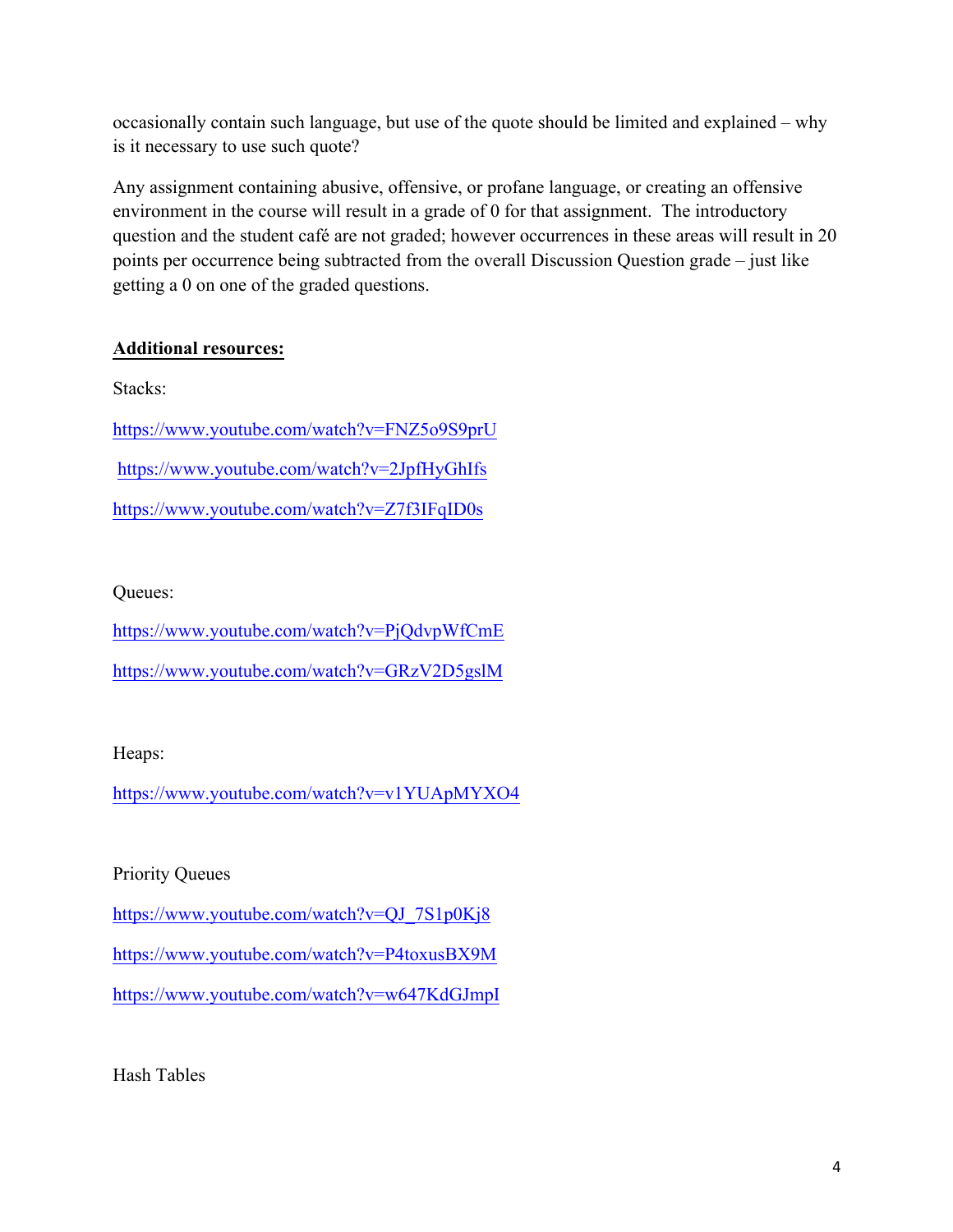occasionally contain such language, but use of the quote should be limited and explained – why is it necessary to use such quote?

Any assignment containing abusive, offensive, or profane language, or creating an offensive environment in the course will result in a grade of 0 for that assignment. The introductory question and the student café are not graded; however occurrences in these areas will result in 20 points per occurrence being subtracted from the overall Discussion Question grade – just like getting a 0 on one of the graded questions.

**Additional resources:**

Stacks:

https://www.youtube.com/watch?v=FNZ5o9S9prU

https://www.youtube.com/watch?v=2JpfHyGhIfs

https://www.youtube.com/watch?v=Z7f3IFqID0s

Queues:

https://www.youtube.com/watch?v=PjQdvpWfCmE

https://www.youtube.com/watch?v=GRzV2D5gslM

Heaps:

https://www.youtube.com/watch?v=v1YUApMYXO4

Priority Queues

https://www.youtube.com/watch?v=QJ_7S1p0Kj8

https://www.youtube.com/watch?v=P4toxusBX9M

https://www.youtube.com/watch?v=w647KdGJmpI

Hash Tables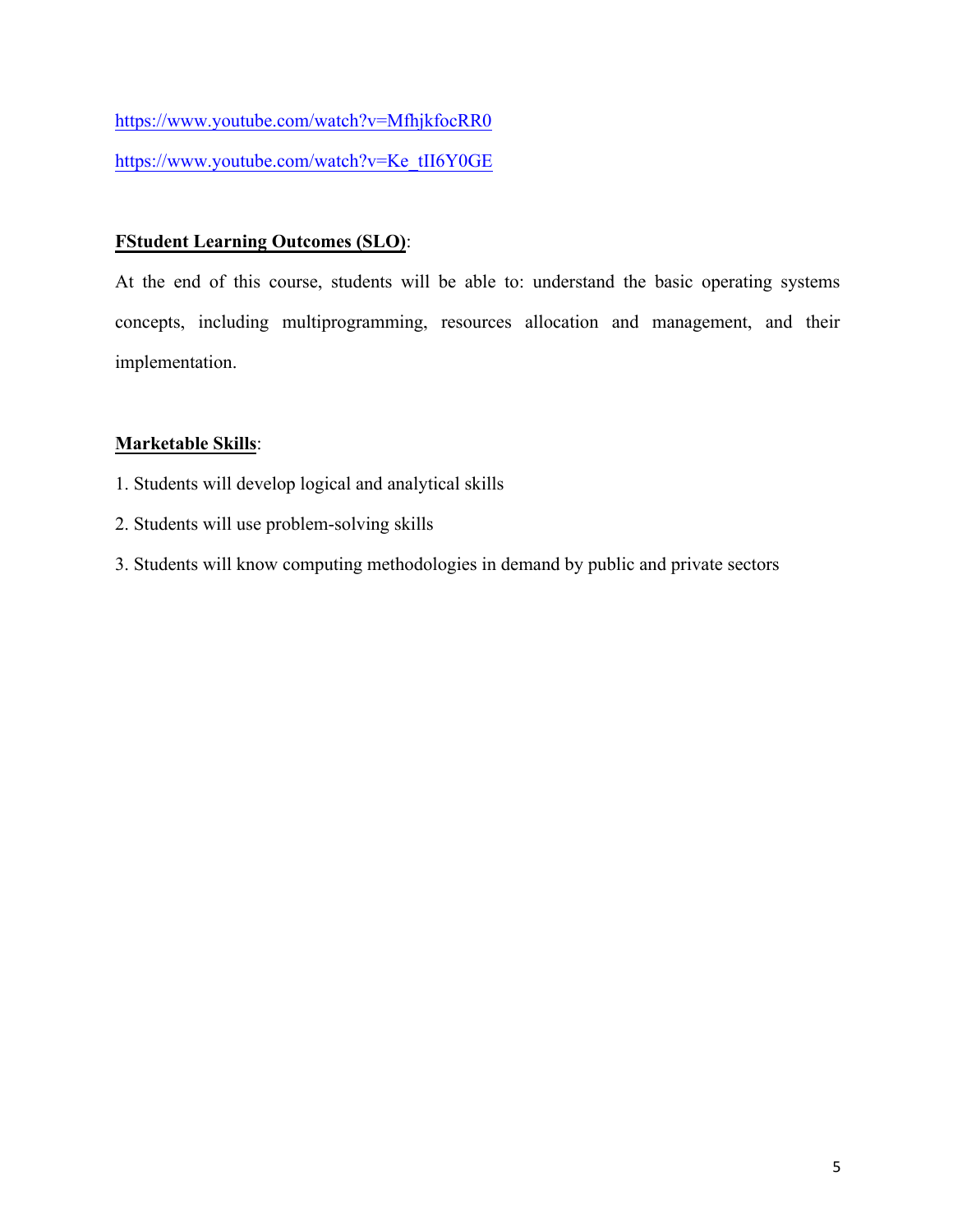https://www.youtube.com/watch?v=MfhjkfocRR0

https://www.youtube.com/watch?v=Ke_tII6Y0GE

**FStudent Learning Outcomes (SLO)**:

At the end of this course, students will be able to: understand the basic operating systems concepts, including multiprogramming, resources allocation and management, and their implementation.

**Marketable Skills**:

1. Students will develop logical and analytical skills
2. Students will use problem-solving skills
3. Students will know computing methodologies in demand by public and private sectors